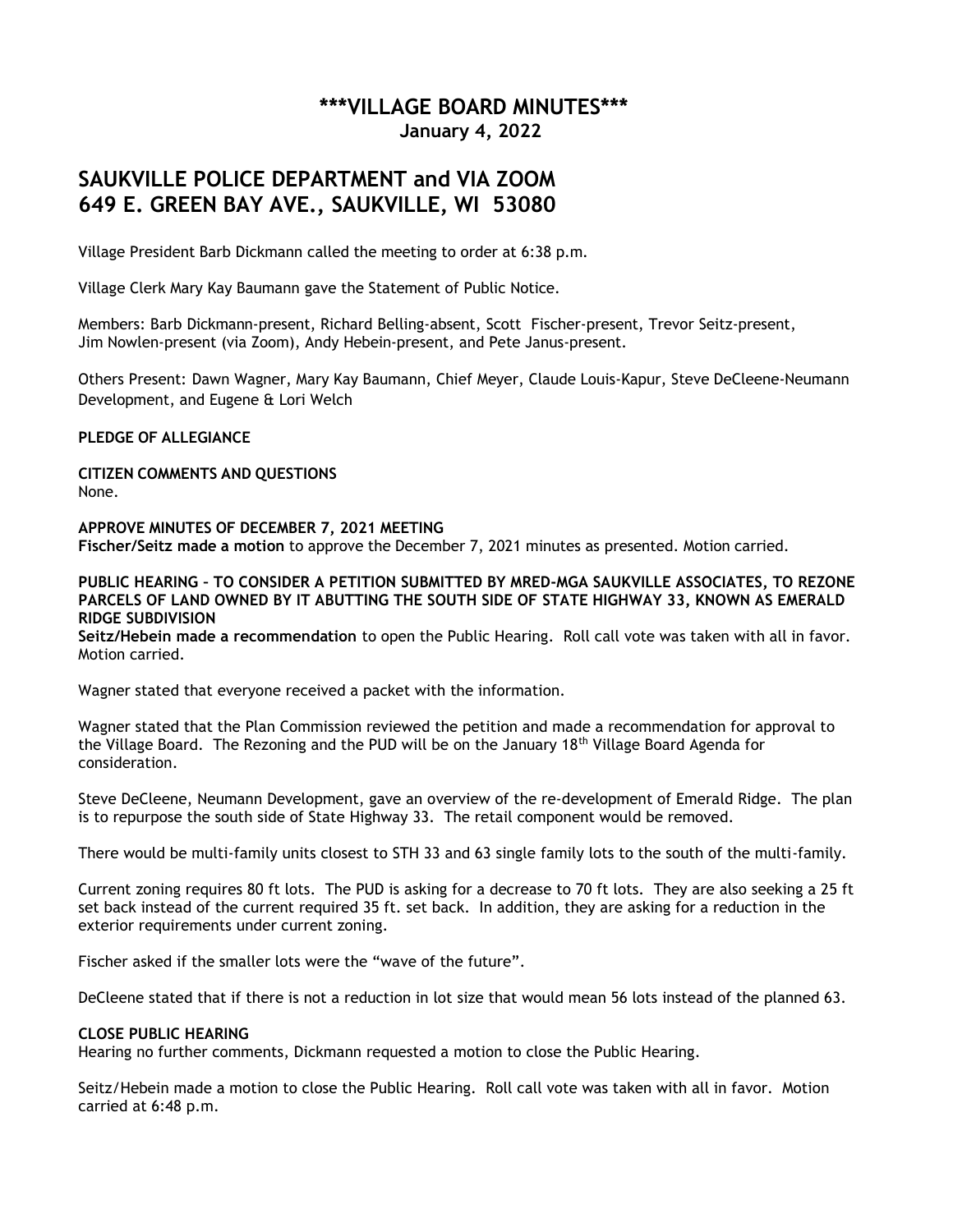# \*\*\*VILLAGE BOARD MINUTES\*\*\*

**January 4, 2022**

## SAUKVILLE POLICE DEPARTMENT and VIA ZOOM
## 649 E. GREEN BAY AVE., SAUKVILLE, WI 53080

Village President Barb Dickmann called the meeting to order at 6:38 p.m.

Village Clerk Mary Kay Baumann gave the Statement of Public Notice.

Members: Barb Dickmann-present, Richard Belling-absent, Scott Fischer-present, Trevor Seitz-present, Jim Nowlen-present (via Zoom), Andy Hebein-present, and Pete Janus-present.

Others Present: Dawn Wagner, Mary Kay Baumann, Chief Meyer, Claude Louis-Kapur, Steve DeCleene-Neumann Development, and Eugene & Lori Welch

**PLEDGE OF ALLEGIANCE**

**CITIZEN COMMENTS AND QUESTIONS**
None.

**APPROVE MINUTES OF DECEMBER 7, 2021 MEETING**
**Fischer/Seitz made a motion** to approve the December 7, 2021 minutes as presented. Motion carried.

**PUBLIC HEARING – TO CONSIDER A PETITION SUBMITTED BY MRED-MGA SAUKVILLE ASSOCIATES, TO REZONE PARCELS OF LAND OWNED BY IT ABUTTING THE SOUTH SIDE OF STATE HIGHWAY 33, KNOWN AS EMERALD RIDGE SUBDIVISION**
**Seitz/Hebein made a recommendation** to open the Public Hearing. Roll call vote was taken with all in favor. Motion carried.

Wagner stated that everyone received a packet with the information.

Wagner stated that the Plan Commission reviewed the petition and made a recommendation for approval to the Village Board. The Rezoning and the PUD will be on the January 18th Village Board Agenda for consideration.

Steve DeCleene, Neumann Development, gave an overview of the re-development of Emerald Ridge. The plan is to repurpose the south side of State Highway 33. The retail component would be removed.

There would be multi-family units closest to STH 33 and 63 single family lots to the south of the multi-family.

Current zoning requires 80 ft lots. The PUD is asking for a decrease to 70 ft lots. They are also seeking a 25 ft set back instead of the current required 35 ft. set back. In addition, they are asking for a reduction in the exterior requirements under current zoning.

Fischer asked if the smaller lots were the "wave of the future".

DeCleene stated that if there is not a reduction in lot size that would mean 56 lots instead of the planned 63.

**CLOSE PUBLIC HEARING**
Hearing no further comments, Dickmann requested a motion to close the Public Hearing.

Seitz/Hebein made a motion to close the Public Hearing. Roll call vote was taken with all in favor. Motion carried at 6:48 p.m.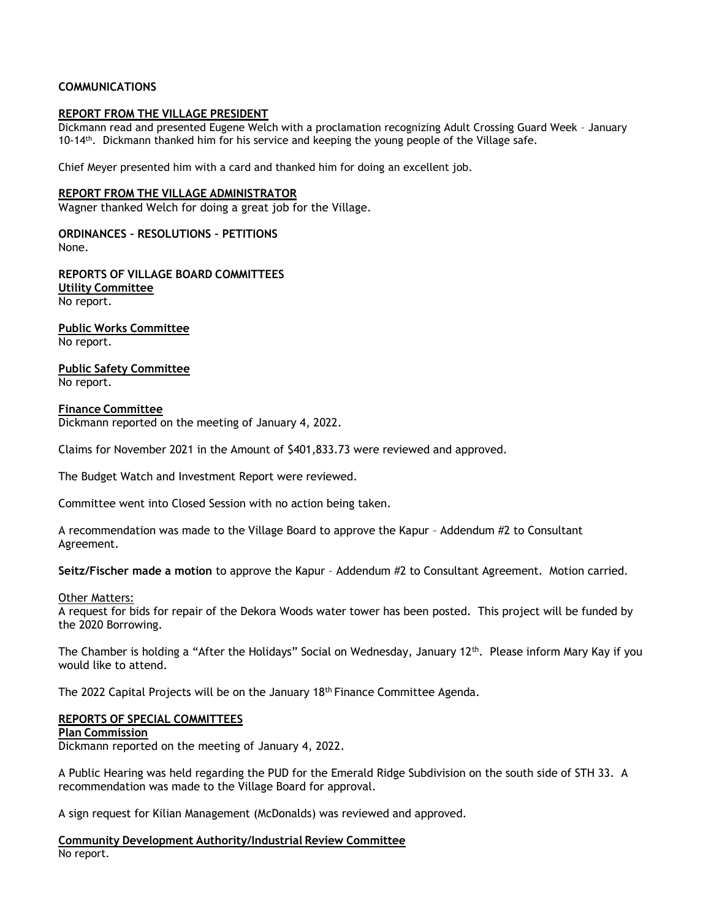**COMMUNICATIONS**

**REPORT FROM THE VILLAGE PRESIDENT**

Dickmann read and presented Eugene Welch with a proclamation recognizing Adult Crossing Guard Week – January 10-14th. Dickmann thanked him for his service and keeping the young people of the Village safe.

Chief Meyer presented him with a card and thanked him for doing an excellent job.

**REPORT FROM THE VILLAGE ADMINISTRATOR**

Wagner thanked Welch for doing a great job for the Village.

**ORDINANCES – RESOLUTIONS – PETITIONS**

None.

**REPORTS OF VILLAGE BOARD COMMITTEES**

**Utility Committee**

No report.

**Public Works Committee**

No report.

**Public Safety Committee**

No report.

**Finance Committee**

Dickmann reported on the meeting of January 4, 2022.

Claims for November 2021 in the Amount of $401,833.73 were reviewed and approved.

The Budget Watch and Investment Report were reviewed.

Committee went into Closed Session with no action being taken.

A recommendation was made to the Village Board to approve the Kapur – Addendum #2 to Consultant Agreement.

**Seitz/Fischer made a motion** to approve the Kapur – Addendum #2 to Consultant Agreement. Motion carried.

Other Matters:

A request for bids for repair of the Dekora Woods water tower has been posted. This project will be funded by the 2020 Borrowing.

The Chamber is holding a "After the Holidays" Social on Wednesday, January 12th. Please inform Mary Kay if you would like to attend.

The 2022 Capital Projects will be on the January 18th Finance Committee Agenda.

**REPORTS OF SPECIAL COMMITTEES**

**Plan Commission**

Dickmann reported on the meeting of January 4, 2022.

A Public Hearing was held regarding the PUD for the Emerald Ridge Subdivision on the south side of STH 33. A recommendation was made to the Village Board for approval.

A sign request for Kilian Management (McDonalds) was reviewed and approved.

**Community Development Authority/Industrial Review Committee**

No report.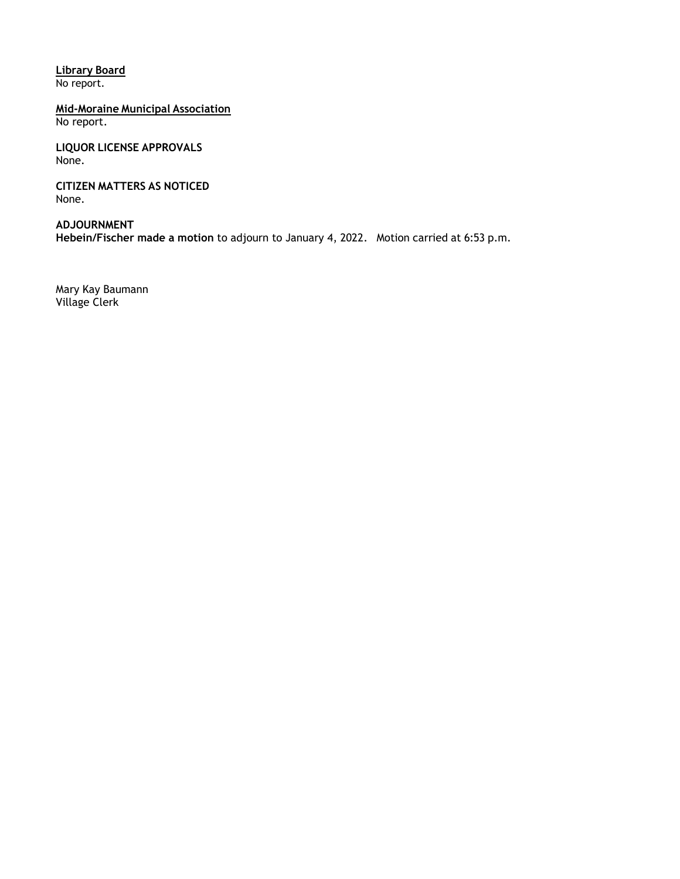**Library Board**
No report.

**Mid-Moraine Municipal Association**
No report.

**LIQUOR LICENSE APPROVALS**
None.

**CITIZEN MATTERS AS NOTICED**
None.

**ADJOURNMENT**
**Hebein/Fischer made a motion** to adjourn to January 4, 2022. Motion carried at 6:53 p.m.

Mary Kay Baumann
Village Clerk